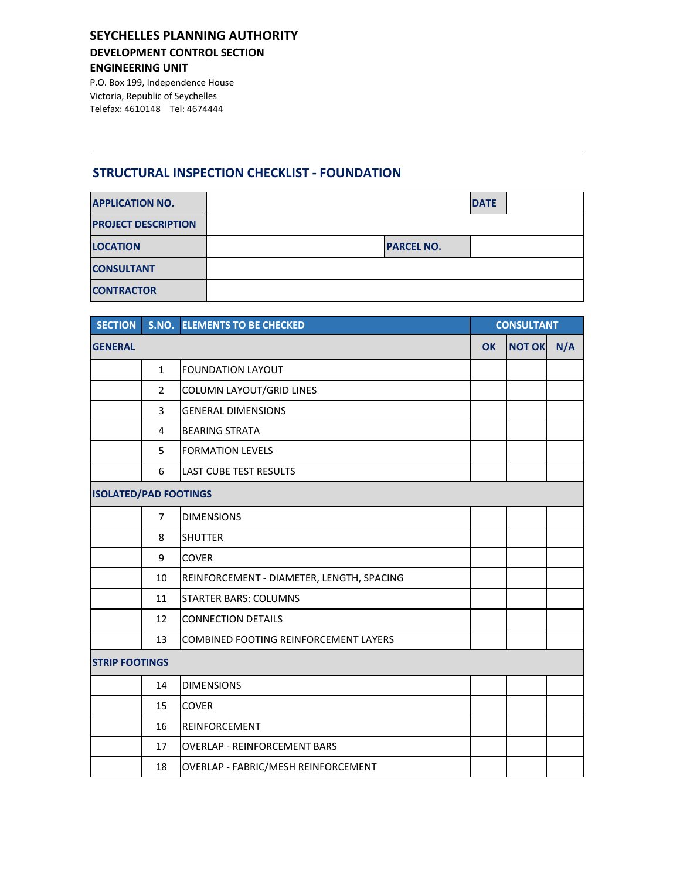**SEYCHELLES PLANNING AUTHORITY**
**DEVELOPMENT CONTROL SECTION**
**ENGINEERING UNIT**

P.O. Box 199, Independence House
Victoria, Republic of Seychelles
Telefax: 4610148 Tel: 4674444

## STRUCTURAL INSPECTION CHECKLIST - FOUNDATION

| | | | |
|---|---|---|---|
| **APPLICATION NO.** | | **DATE** | |
| **PROJECT DESCRIPTION** | | | |
| **LOCATION** | | **PARCEL NO.** | |
| **CONSULTANT** | | | |
| **CONTRACTOR** | | | |

| SECTION | S.NO. | ELEMENTS TO BE CHECKED | CONSULTANT | | |
|---|---|---|---|---|---|
| **GENERAL** | | | **OK** | **NOT OK** | **N/A** |
| | 1 | FOUNDATION LAYOUT | | | |
| | 2 | COLUMN LAYOUT/GRID LINES | | | |
| | 3 | GENERAL DIMENSIONS | | | |
| | 4 | BEARING STRATA | | | |
| | 5 | FORMATION LEVELS | | | |
| | 6 | LAST CUBE TEST RESULTS | | | |
| **ISOLATED/PAD FOOTINGS** | | | | | |
| | 7 | DIMENSIONS | | | |
| | 8 | SHUTTER | | | |
| | 9 | COVER | | | |
| | 10 | REINFORCEMENT - DIAMETER, LENGTH, SPACING | | | |
| | 11 | STARTER BARS: COLUMNS | | | |
| | 12 | CONNECTION DETAILS | | | |
| | 13 | COMBINED FOOTING REINFORCEMENT LAYERS | | | |
| **STRIP FOOTINGS** | | | | | |
| | 14 | DIMENSIONS | | | |
| | 15 | COVER | | | |
| | 16 | REINFORCEMENT | | | |
| | 17 | OVERLAP - REINFORCEMENT BARS | | | |
| | 18 | OVERLAP - FABRIC/MESH REINFORCEMENT | | | |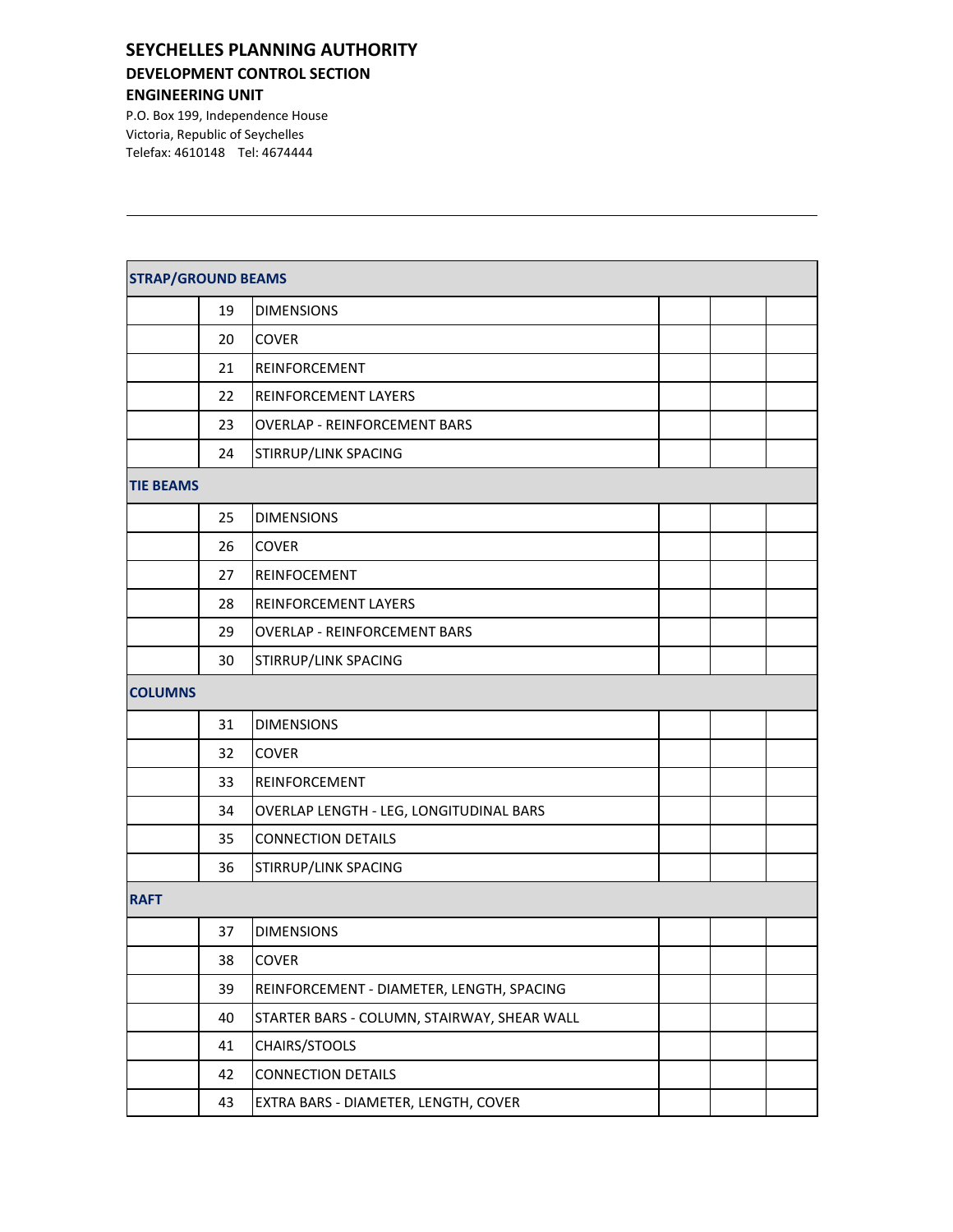**SEYCHELLES PLANNING AUTHORITY**
**DEVELOPMENT CONTROL SECTION**
**ENGINEERING UNIT**

P.O. Box 199, Independence House
Victoria, Republic of Seychelles
Telefax: 4610148 Tel: 4674444

---

| **STRAP/GROUND BEAMS** | | | | | |
|---|---|---|---|---|---|
| | 19 | DIMENSIONS | | | |
| | 20 | COVER | | | |
| | 21 | REINFORCEMENT | | | |
| | 22 | REINFORCEMENT LAYERS | | | |
| | 23 | OVERLAP - REINFORCEMENT BARS | | | |
| | 24 | STIRRUP/LINK SPACING | | | |
| **TIE BEAMS** | | | | | |
| | 25 | DIMENSIONS | | | |
| | 26 | COVER | | | |
| | 27 | REINFOCEMENT | | | |
| | 28 | REINFORCEMENT LAYERS | | | |
| | 29 | OVERLAP - REINFORCEMENT BARS | | | |
| | 30 | STIRRUP/LINK SPACING | | | |
| **COLUMNS** | | | | | |
| | 31 | DIMENSIONS | | | |
| | 32 | COVER | | | |
| | 33 | REINFORCEMENT | | | |
| | 34 | OVERLAP LENGTH - LEG, LONGITUDINAL BARS | | | |
| | 35 | CONNECTION DETAILS | | | |
| | 36 | STIRRUP/LINK SPACING | | | |
| **RAFT** | | | | | |
| | 37 | DIMENSIONS | | | |
| | 38 | COVER | | | |
| | 39 | REINFORCEMENT - DIAMETER, LENGTH, SPACING | | | |
| | 40 | STARTER BARS - COLUMN, STAIRWAY, SHEAR WALL | | | |
| | 41 | CHAIRS/STOOLS | | | |
| | 42 | CONNECTION DETAILS | | | |
| | 43 | EXTRA BARS - DIAMETER, LENGTH, COVER | | | |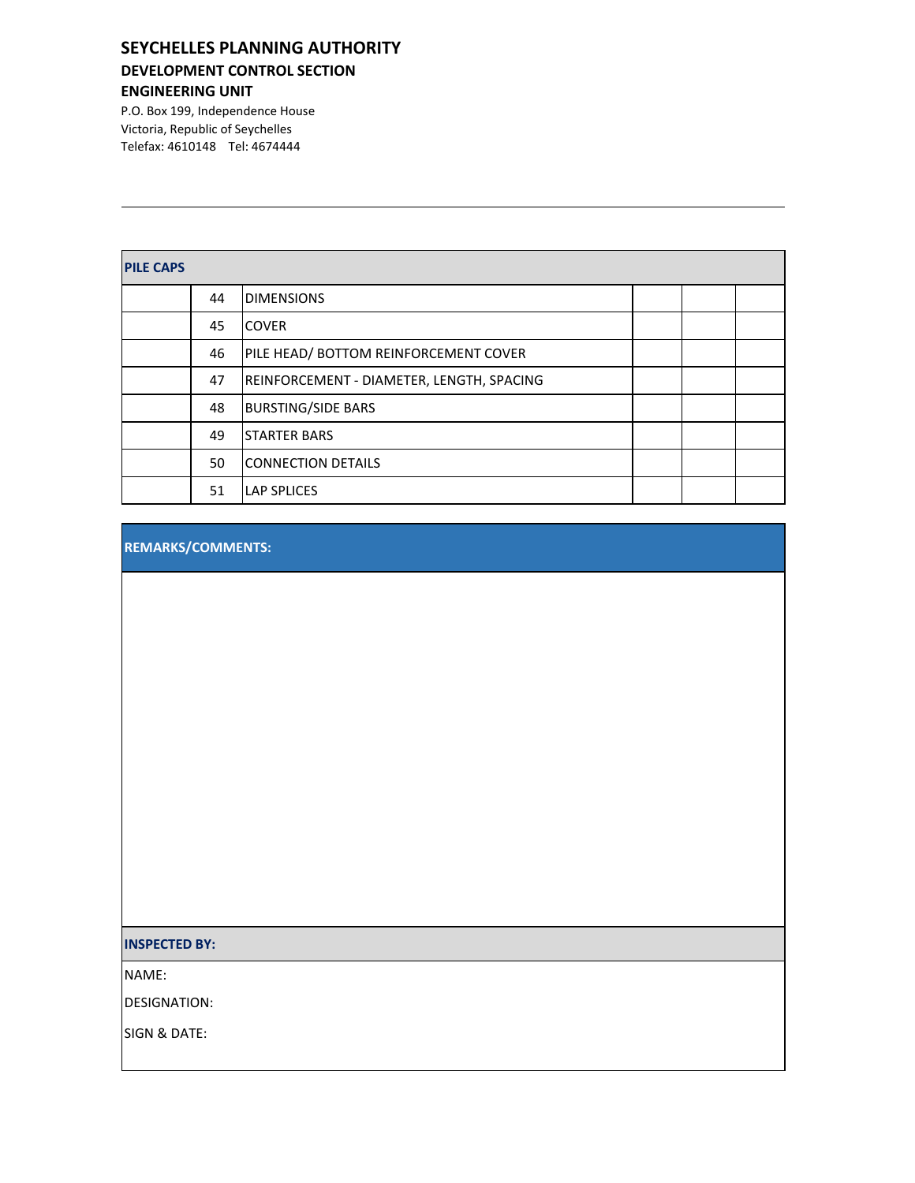**SEYCHELLES PLANNING AUTHORITY**
**DEVELOPMENT CONTROL SECTION**
**ENGINEERING UNIT**
P.O. Box 199, Independence House
Victoria, Republic of Seychelles
Telefax: 4610148 Tel: 4674444

---

| PILE CAPS | | | | | |
|---|---|---|---|---|---|
| | 44 | DIMENSIONS | | | |
| | 45 | COVER | | | |
| | 46 | PILE HEAD/ BOTTOM REINFORCEMENT COVER | | | |
| | 47 | REINFORCEMENT - DIAMETER, LENGTH, SPACING | | | |
| | 48 | BURSTING/SIDE BARS | | | |
| | 49 | STARTER BARS | | | |
| | 50 | CONNECTION DETAILS | | | |
| | 51 | LAP SPLICES | | | |

**REMARKS/COMMENTS:**

**INSPECTED BY:**

NAME:

DESIGNATION:

SIGN & DATE: